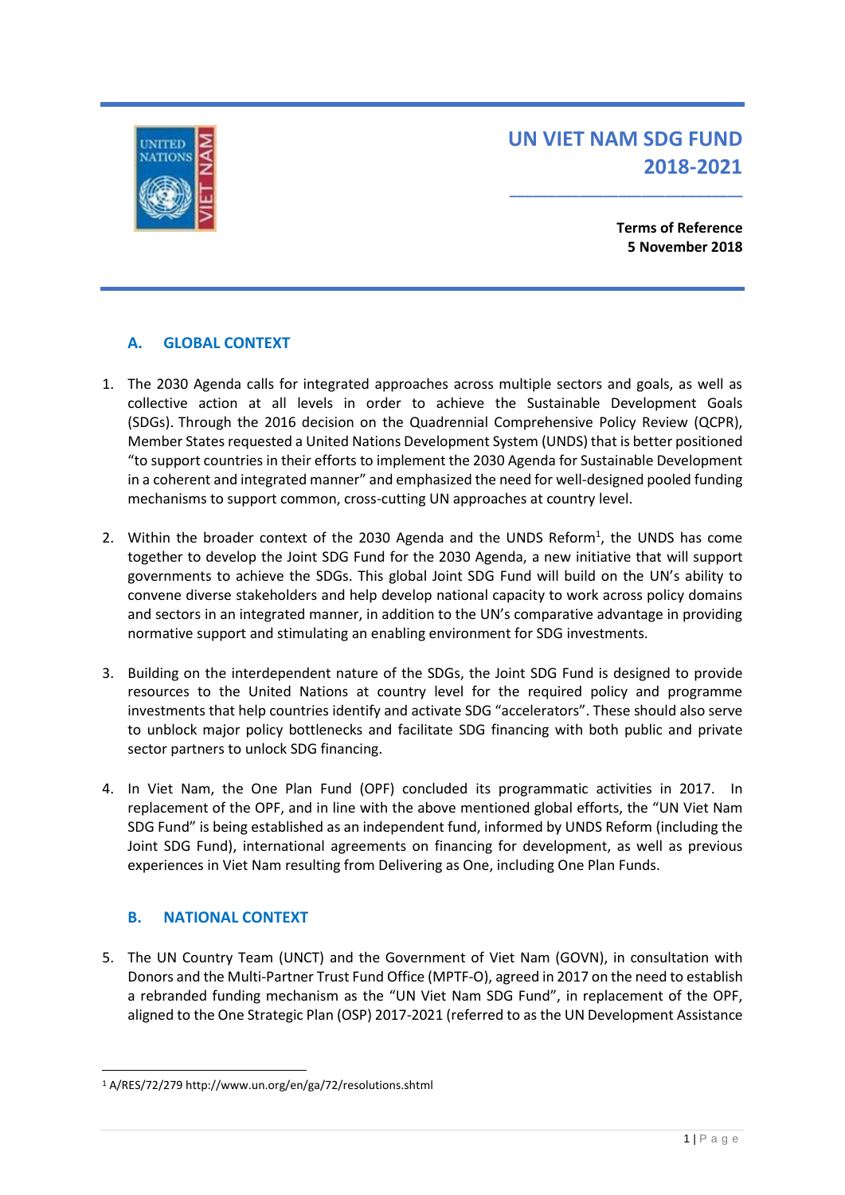# UN VIET NAM SDG FUND 2018-2021

**Terms of Reference**
**5 November 2018**

## A. GLOBAL CONTEXT

1. The 2030 Agenda calls for integrated approaches across multiple sectors and goals, as well as collective action at all levels in order to achieve the Sustainable Development Goals (SDGs). Through the 2016 decision on the Quadrennial Comprehensive Policy Review (QCPR), Member States requested a United Nations Development System (UNDS) that is better positioned "to support countries in their efforts to implement the 2030 Agenda for Sustainable Development in a coherent and integrated manner" and emphasized the need for well-designed pooled funding mechanisms to support common, cross-cutting UN approaches at country level.

2. Within the broader context of the 2030 Agenda and the UNDS Reform[1], the UNDS has come together to develop the Joint SDG Fund for the 2030 Agenda, a new initiative that will support governments to achieve the SDGs. This global Joint SDG Fund will build on the UN's ability to convene diverse stakeholders and help develop national capacity to work across policy domains and sectors in an integrated manner, in addition to the UN's comparative advantage in providing normative support and stimulating an enabling environment for SDG investments.

3. Building on the interdependent nature of the SDGs, the Joint SDG Fund is designed to provide resources to the United Nations at country level for the required policy and programme investments that help countries identify and activate SDG "accelerators". These should also serve to unblock major policy bottlenecks and facilitate SDG financing with both public and private sector partners to unlock SDG financing.

4. In Viet Nam, the One Plan Fund (OPF) concluded its programmatic activities in 2017. In replacement of the OPF, and in line with the above mentioned global efforts, the "UN Viet Nam SDG Fund" is being established as an independent fund, informed by UNDS Reform (including the Joint SDG Fund), international agreements on financing for development, as well as previous experiences in Viet Nam resulting from Delivering as One, including One Plan Funds.

## B. NATIONAL CONTEXT

5. The UN Country Team (UNCT) and the Government of Viet Nam (GOVN), in consultation with Donors and the Multi-Partner Trust Fund Office (MPTF-O), agreed in 2017 on the need to establish a rebranded funding mechanism as the "UN Viet Nam SDG Fund", in replacement of the OPF, aligned to the One Strategic Plan (OSP) 2017-2021 (referred to as the UN Development Assistance

---

[1] A/RES/72/279 http://www.un.org/en/ga/72/resolutions.shtml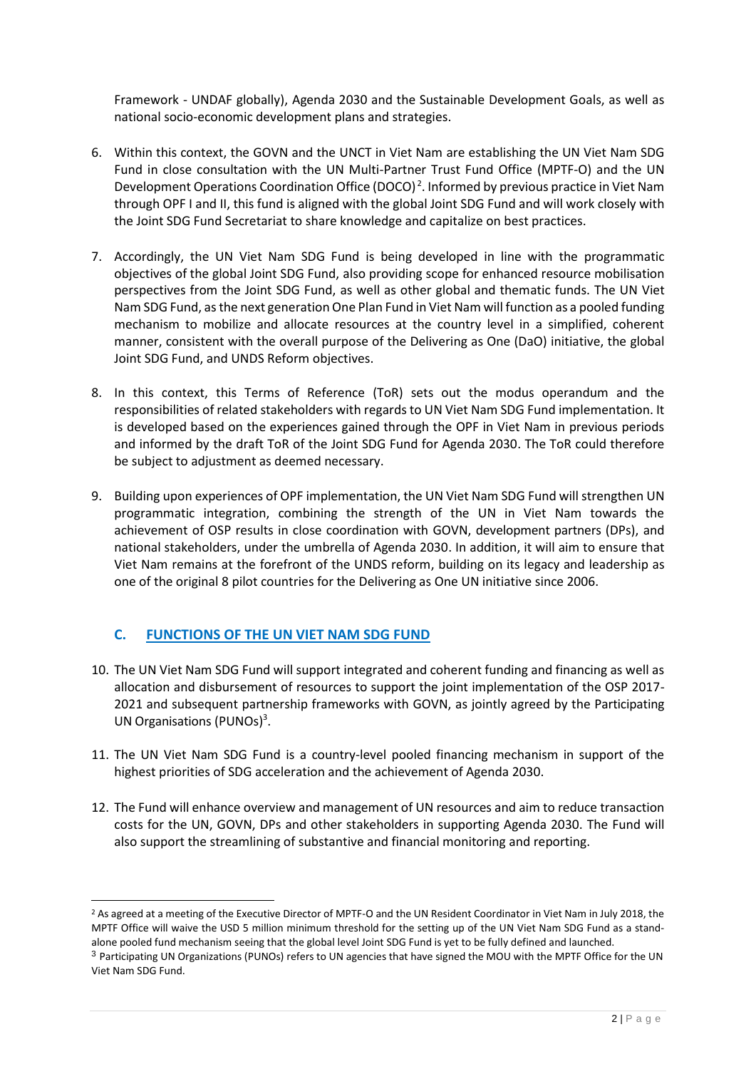Framework - UNDAF globally), Agenda 2030 and the Sustainable Development Goals, as well as national socio-economic development plans and strategies.

6. Within this context, the GOVN and the UNCT in Viet Nam are establishing the UN Viet Nam SDG Fund in close consultation with the UN Multi-Partner Trust Fund Office (MPTF-O) and the UN Development Operations Coordination Office (DOCO)[2]. Informed by previous practice in Viet Nam through OPF I and II, this fund is aligned with the global Joint SDG Fund and will work closely with the Joint SDG Fund Secretariat to share knowledge and capitalize on best practices.

7. Accordingly, the UN Viet Nam SDG Fund is being developed in line with the programmatic objectives of the global Joint SDG Fund, also providing scope for enhanced resource mobilisation perspectives from the Joint SDG Fund, as well as other global and thematic funds. The UN Viet Nam SDG Fund, as the next generation One Plan Fund in Viet Nam will function as a pooled funding mechanism to mobilize and allocate resources at the country level in a simplified, coherent manner, consistent with the overall purpose of the Delivering as One (DaO) initiative, the global Joint SDG Fund, and UNDS Reform objectives.

8. In this context, this Terms of Reference (ToR) sets out the modus operandum and the responsibilities of related stakeholders with regards to UN Viet Nam SDG Fund implementation. It is developed based on the experiences gained through the OPF in Viet Nam in previous periods and informed by the draft ToR of the Joint SDG Fund for Agenda 2030. The ToR could therefore be subject to adjustment as deemed necessary.

9. Building upon experiences of OPF implementation, the UN Viet Nam SDG Fund will strengthen UN programmatic integration, combining the strength of the UN in Viet Nam towards the achievement of OSP results in close coordination with GOVN, development partners (DPs), and national stakeholders, under the umbrella of Agenda 2030. In addition, it will aim to ensure that Viet Nam remains at the forefront of the UNDS reform, building on its legacy and leadership as one of the original 8 pilot countries for the Delivering as One UN initiative since 2006.

## C. FUNCTIONS OF THE UN VIET NAM SDG FUND

10. The UN Viet Nam SDG Fund will support integrated and coherent funding and financing as well as allocation and disbursement of resources to support the joint implementation of the OSP 2017-2021 and subsequent partnership frameworks with GOVN, as jointly agreed by the Participating UN Organisations (PUNOs)[3].

11. The UN Viet Nam SDG Fund is a country-level pooled financing mechanism in support of the highest priorities of SDG acceleration and the achievement of Agenda 2030.

12. The Fund will enhance overview and management of UN resources and aim to reduce transaction costs for the UN, GOVN, DPs and other stakeholders in supporting Agenda 2030. The Fund will also support the streamlining of substantive and financial monitoring and reporting.

---

[2] As agreed at a meeting of the Executive Director of MPTF-O and the UN Resident Coordinator in Viet Nam in July 2018, the MPTF Office will waive the USD 5 million minimum threshold for the setting up of the UN Viet Nam SDG Fund as a stand-alone pooled fund mechanism seeing that the global level Joint SDG Fund is yet to be fully defined and launched.

[3] Participating UN Organizations (PUNOs) refers to UN agencies that have signed the MOU with the MPTF Office for the UN Viet Nam SDG Fund.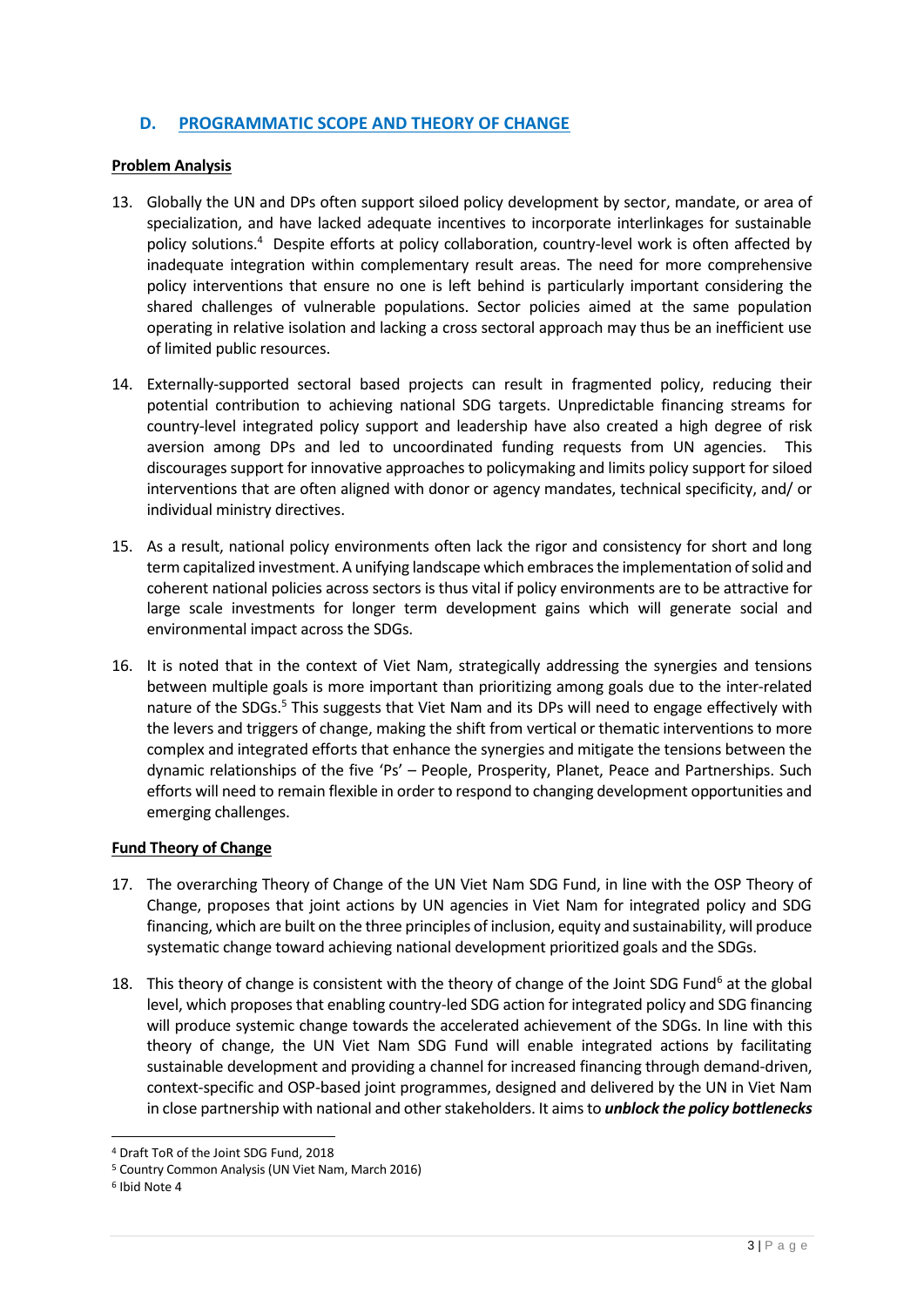## D. PROGRAMMATIC SCOPE AND THEORY OF CHANGE

### Problem Analysis

13. Globally the UN and DPs often support siloed policy development by sector, mandate, or area of specialization, and have lacked adequate incentives to incorporate interlinkages for sustainable policy solutions.[4] Despite efforts at policy collaboration, country-level work is often affected by inadequate integration within complementary result areas. The need for more comprehensive policy interventions that ensure no one is left behind is particularly important considering the shared challenges of vulnerable populations. Sector policies aimed at the same population operating in relative isolation and lacking a cross sectoral approach may thus be an inefficient use of limited public resources.

14. Externally-supported sectoral based projects can result in fragmented policy, reducing their potential contribution to achieving national SDG targets. Unpredictable financing streams for country-level integrated policy support and leadership have also created a high degree of risk aversion among DPs and led to uncoordinated funding requests from UN agencies. This discourages support for innovative approaches to policymaking and limits policy support for siloed interventions that are often aligned with donor or agency mandates, technical specificity, and/ or individual ministry directives.

15. As a result, national policy environments often lack the rigor and consistency for short and long term capitalized investment. A unifying landscape which embraces the implementation of solid and coherent national policies across sectors is thus vital if policy environments are to be attractive for large scale investments for longer term development gains which will generate social and environmental impact across the SDGs.

16. It is noted that in the context of Viet Nam, strategically addressing the synergies and tensions between multiple goals is more important than prioritizing among goals due to the inter-related nature of the SDGs.[5] This suggests that Viet Nam and its DPs will need to engage effectively with the levers and triggers of change, making the shift from vertical or thematic interventions to more complex and integrated efforts that enhance the synergies and mitigate the tensions between the dynamic relationships of the five 'Ps' – People, Prosperity, Planet, Peace and Partnerships. Such efforts will need to remain flexible in order to respond to changing development opportunities and emerging challenges.

### Fund Theory of Change

17. The overarching Theory of Change of the UN Viet Nam SDG Fund, in line with the OSP Theory of Change, proposes that joint actions by UN agencies in Viet Nam for integrated policy and SDG financing, which are built on the three principles of inclusion, equity and sustainability, will produce systematic change toward achieving national development prioritized goals and the SDGs.

18. This theory of change is consistent with the theory of change of the Joint SDG Fund[6] at the global level, which proposes that enabling country-led SDG action for integrated policy and SDG financing will produce systemic change towards the accelerated achievement of the SDGs. In line with this theory of change, the UN Viet Nam SDG Fund will enable integrated actions by facilitating sustainable development and providing a channel for increased financing through demand-driven, context-specific and OSP-based joint programmes, designed and delivered by the UN in Viet Nam in close partnership with national and other stakeholders. It aims to ***unblock the policy bottlenecks***

---

[4] Draft ToR of the Joint SDG Fund, 2018

[5] Country Common Analysis (UN Viet Nam, March 2016)

[6] Ibid Note 4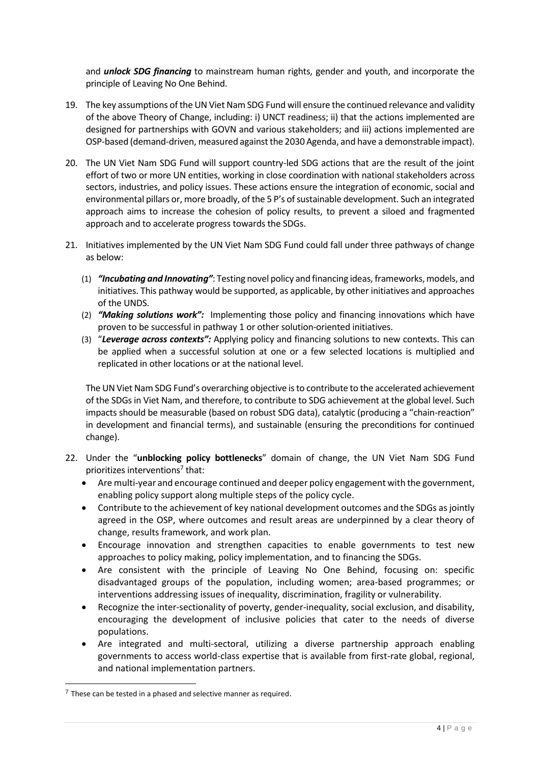and ***unlock SDG financing*** to mainstream human rights, gender and youth, and incorporate the principle of Leaving No One Behind.

19. The key assumptions of the UN Viet Nam SDG Fund will ensure the continued relevance and validity of the above Theory of Change, including: i) UNCT readiness; ii) that the actions implemented are designed for partnerships with GOVN and various stakeholders; and iii) actions implemented are OSP-based (demand-driven, measured against the 2030 Agenda, and have a demonstrable impact).

20. The UN Viet Nam SDG Fund will support country-led SDG actions that are the result of the joint effort of two or more UN entities, working in close coordination with national stakeholders across sectors, industries, and policy issues. These actions ensure the integration of economic, social and environmental pillars or, more broadly, of the 5 P's of sustainable development. Such an integrated approach aims to increase the cohesion of policy results, to prevent a siloed and fragmented approach and to accelerate progress towards the SDGs.

21. Initiatives implemented by the UN Viet Nam SDG Fund could fall under three pathways of change as below:

    (1) ***"Incubating and Innovating"***: Testing novel policy and financing ideas, frameworks, models, and initiatives. This pathway would be supported, as applicable, by other initiatives and approaches of the UNDS.
    (2) ***"Making solutions work":*** Implementing those policy and financing innovations which have proven to be successful in pathway 1 or other solution-oriented initiatives.
    (3) "***Leverage across contexts":*** Applying policy and financing solutions to new contexts. This can be applied when a successful solution at one or a few selected locations is multiplied and replicated in other locations or at the national level.

    The UN Viet Nam SDG Fund's overarching objective is to contribute to the accelerated achievement of the SDGs in Viet Nam, and therefore, to contribute to SDG achievement at the global level. Such impacts should be measurable (based on robust SDG data), catalytic (producing a "chain-reaction" in development and financial terms), and sustainable (ensuring the preconditions for continued change).

22. Under the "**unblocking policy bottlenecks**" domain of change, the UN Viet Nam SDG Fund prioritizes interventions[7] that:
    - Are multi-year and encourage continued and deeper policy engagement with the government, enabling policy support along multiple steps of the policy cycle.
    - Contribute to the achievement of key national development outcomes and the SDGs as jointly agreed in the OSP, where outcomes and result areas are underpinned by a clear theory of change, results framework, and work plan.
    - Encourage innovation and strengthen capacities to enable governments to test new approaches to policy making, policy implementation, and to financing the SDGs.
    - Are consistent with the principle of Leaving No One Behind, focusing on: specific disadvantaged groups of the population, including women; area-based programmes; or interventions addressing issues of inequality, discrimination, fragility or vulnerability.
    - Recognize the inter-sectionality of poverty, gender-inequality, social exclusion, and disability, encouraging the development of inclusive policies that cater to the needs of diverse populations.
    - Are integrated and multi-sectoral, utilizing a diverse partnership approach enabling governments to access world-class expertise that is available from first-rate global, regional, and national implementation partners.

---

[7] These can be tested in a phased and selective manner as required.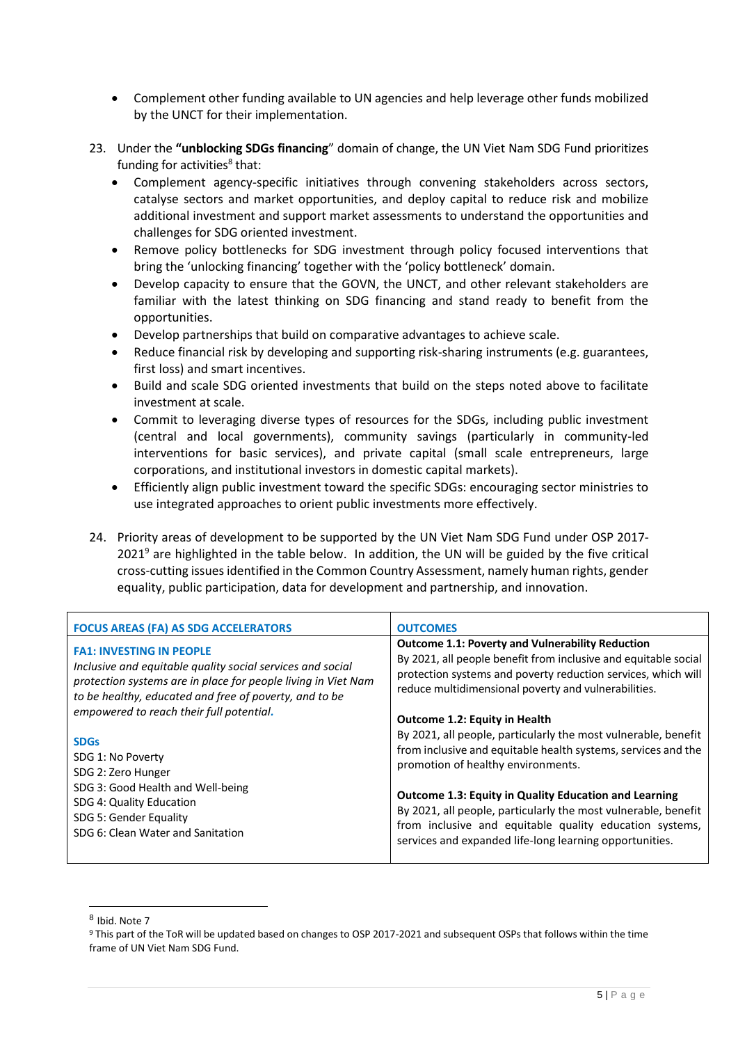- Complement other funding available to UN agencies and help leverage other funds mobilized by the UNCT for their implementation.

23. Under the **"unblocking SDGs financing**" domain of change, the UN Viet Nam SDG Fund prioritizes funding for activities[8] that:
    - Complement agency-specific initiatives through convening stakeholders across sectors, catalyse sectors and market opportunities, and deploy capital to reduce risk and mobilize additional investment and support market assessments to understand the opportunities and challenges for SDG oriented investment.
    - Remove policy bottlenecks for SDG investment through policy focused interventions that bring the 'unlocking financing' together with the 'policy bottleneck' domain.
    - Develop capacity to ensure that the GOVN, the UNCT, and other relevant stakeholders are familiar with the latest thinking on SDG financing and stand ready to benefit from the opportunities.
    - Develop partnerships that build on comparative advantages to achieve scale.
    - Reduce financial risk by developing and supporting risk-sharing instruments (e.g. guarantees, first loss) and smart incentives.
    - Build and scale SDG oriented investments that build on the steps noted above to facilitate investment at scale.
    - Commit to leveraging diverse types of resources for the SDGs, including public investment (central and local governments), community savings (particularly in community-led interventions for basic services), and private capital (small scale entrepreneurs, large corporations, and institutional investors in domestic capital markets).
    - Efficiently align public investment toward the specific SDGs: encouraging sector ministries to use integrated approaches to orient public investments more effectively.

24. Priority areas of development to be supported by the UN Viet Nam SDG Fund under OSP 2017-2021[9] are highlighted in the table below. In addition, the UN will be guided by the five critical cross-cutting issues identified in the Common Country Assessment, namely human rights, gender equality, public participation, data for development and partnership, and innovation.

| FOCUS AREAS (FA) AS SDG ACCELERATORS | OUTCOMES |
|---|---|
| **FA1: INVESTING IN PEOPLE**<br>*Inclusive and equitable quality social services and social protection systems are in place for people living in Viet Nam to be healthy, educated and free of poverty, and to be empowered to reach their full potential.*<br><br>**SDGs**<br>SDG 1: No Poverty<br>SDG 2: Zero Hunger<br>SDG 3: Good Health and Well-being<br>SDG 4: Quality Education<br>SDG 5: Gender Equality<br>SDG 6: Clean Water and Sanitation | **Outcome 1.1: Poverty and Vulnerability Reduction**<br>By 2021, all people benefit from inclusive and equitable social protection systems and poverty reduction services, which will reduce multidimensional poverty and vulnerabilities.<br><br>**Outcome 1.2: Equity in Health**<br>By 2021, all people, particularly the most vulnerable, benefit from inclusive and equitable health systems, services and the promotion of healthy environments.<br><br>**Outcome 1.3: Equity in Quality Education and Learning**<br>By 2021, all people, particularly the most vulnerable, benefit from inclusive and equitable quality education systems, services and expanded life-long learning opportunities. |

[8] Ibid. Note 7

[9] This part of the ToR will be updated based on changes to OSP 2017-2021 and subsequent OSPs that follows within the time frame of UN Viet Nam SDG Fund.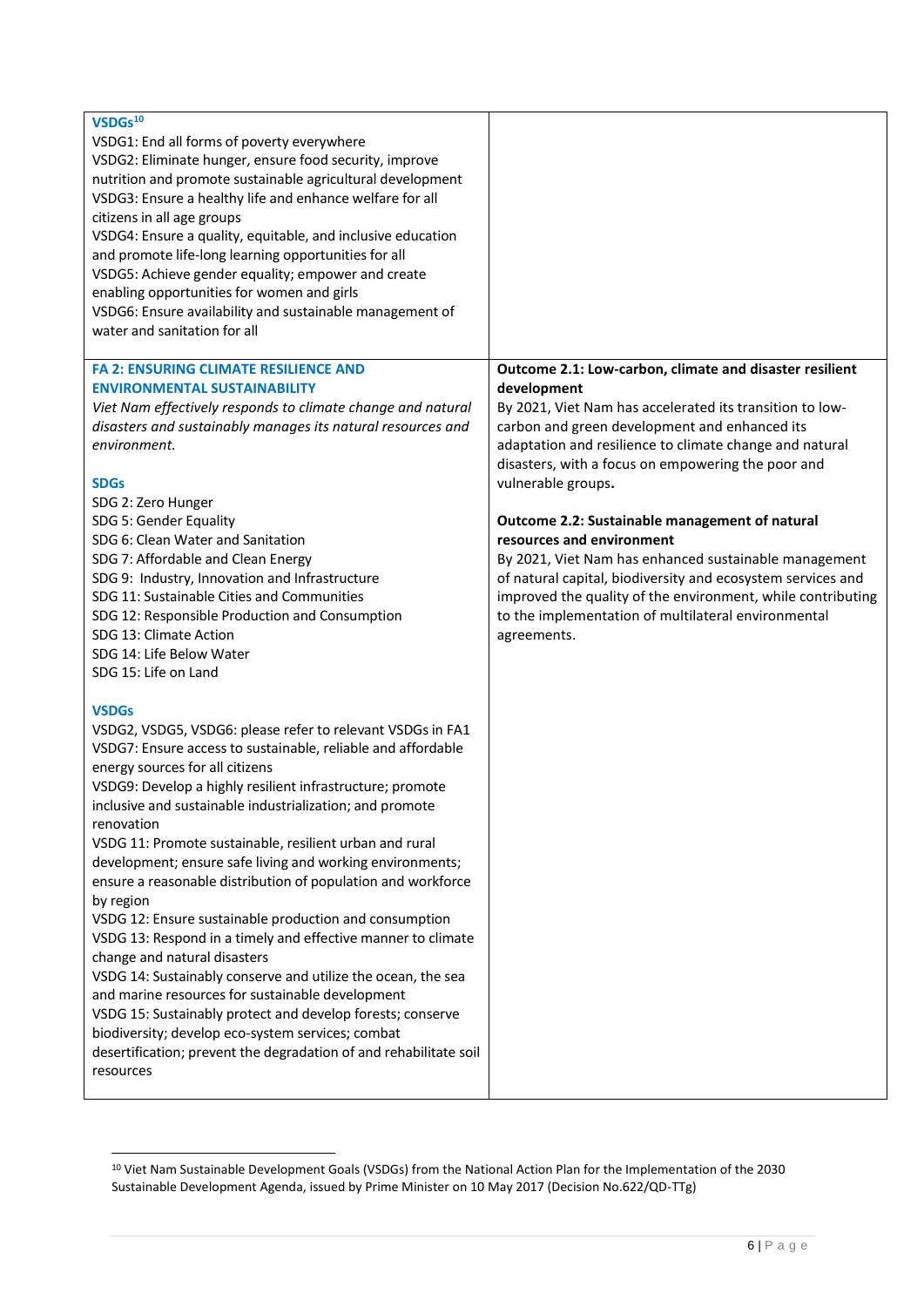| | |
|---|---|
| **VSDGs**[10]<br>VSDG1: End all forms of poverty everywhere<br>VSDG2: Eliminate hunger, ensure food security, improve nutrition and promote sustainable agricultural development<br>VSDG3: Ensure a healthy life and enhance welfare for all citizens in all age groups<br>VSDG4: Ensure a quality, equitable, and inclusive education and promote life-long learning opportunities for all<br>VSDG5: Achieve gender equality; empower and create enabling opportunities for women and girls<br>VSDG6: Ensure availability and sustainable management of water and sanitation for all | |
| **FA 2: ENSURING CLIMATE RESILIENCE AND ENVIRONMENTAL SUSTAINABILITY**<br>*Viet Nam effectively responds to climate change and natural disasters and sustainably manages its natural resources and environment.*<br><br>**SDGs**<br>SDG 2: Zero Hunger<br>SDG 5: Gender Equality<br>SDG 6: Clean Water and Sanitation<br>SDG 7: Affordable and Clean Energy<br>SDG 9: Industry, Innovation and Infrastructure<br>SDG 11: Sustainable Cities and Communities<br>SDG 12: Responsible Production and Consumption<br>SDG 13: Climate Action<br>SDG 14: Life Below Water<br>SDG 15: Life on Land<br><br>**VSDGs**<br>VSDG2, VSDG5, VSDG6: please refer to relevant VSDGs in FA1<br>VSDG7: Ensure access to sustainable, reliable and affordable energy sources for all citizens<br>VSDG9: Develop a highly resilient infrastructure; promote inclusive and sustainable industrialization; and promote renovation<br>VSDG 11: Promote sustainable, resilient urban and rural development; ensure safe living and working environments; ensure a reasonable distribution of population and workforce by region<br>VSDG 12: Ensure sustainable production and consumption<br>VSDG 13: Respond in a timely and effective manner to climate change and natural disasters<br>VSDG 14: Sustainably conserve and utilize the ocean, the sea and marine resources for sustainable development<br>VSDG 15: Sustainably protect and develop forests; conserve biodiversity; develop eco-system services; combat desertification; prevent the degradation of and rehabilitate soil resources | **Outcome 2.1: Low-carbon, climate and disaster resilient development**<br>By 2021, Viet Nam has accelerated its transition to low-carbon and green development and enhanced its adaptation and resilience to climate change and natural disasters, with a focus on empowering the poor and vulnerable groups**.**<br><br>**Outcome 2.2: Sustainable management of natural resources and environment**<br>By 2021, Viet Nam has enhanced sustainable management of natural capital, biodiversity and ecosystem services and improved the quality of the environment, while contributing to the implementation of multilateral environmental agreements. |

[10] Viet Nam Sustainable Development Goals (VSDGs) from the National Action Plan for the Implementation of the 2030 Sustainable Development Agenda, issued by Prime Minister on 10 May 2017 (Decision No.622/QD-TTg)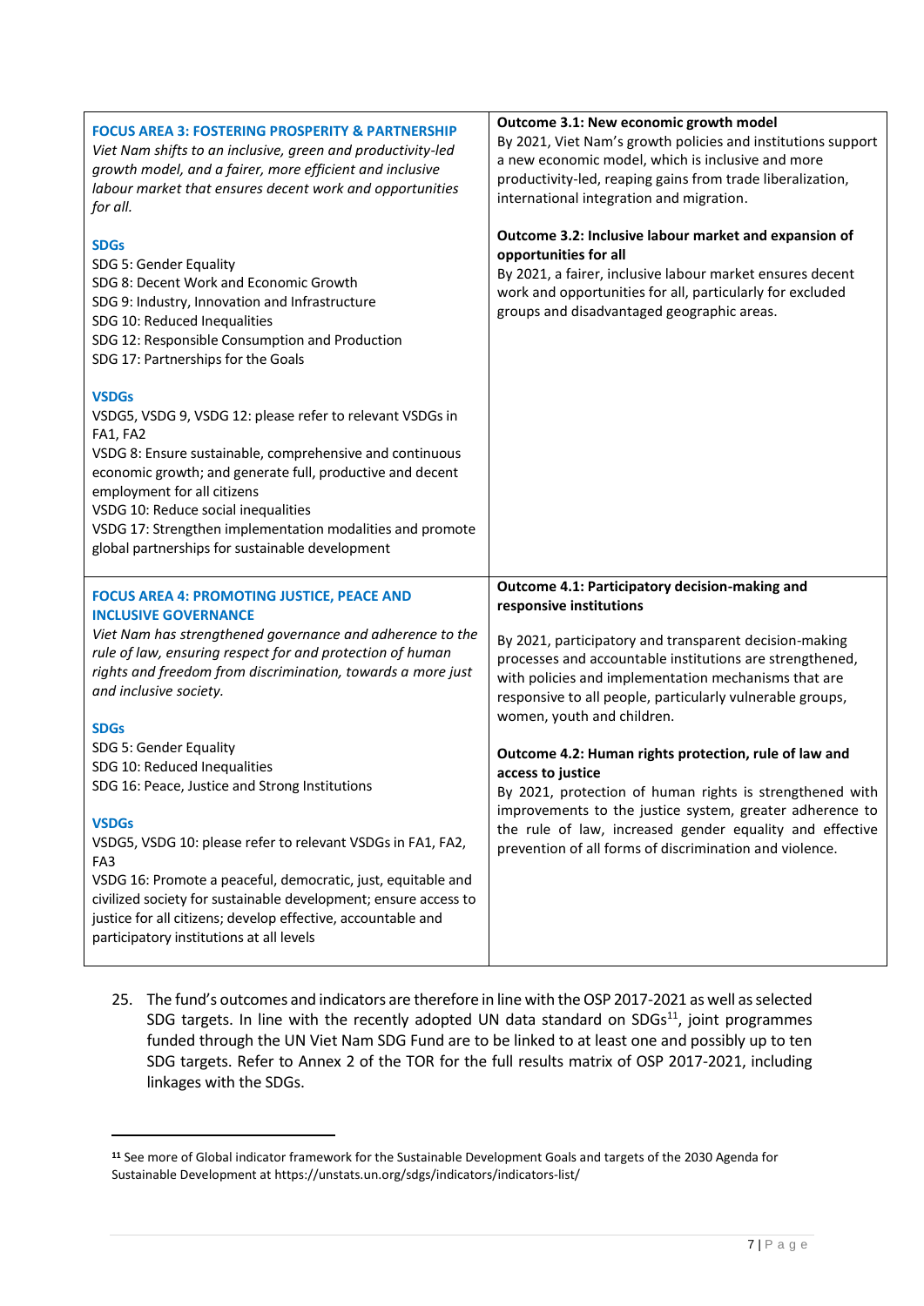| | |
|---|---|
| **FOCUS AREA 3: FOSTERING PROSPERITY & PARTNERSHIP**<br>*Viet Nam shifts to an inclusive, green and productivity-led growth model, and a fairer, more efficient and inclusive labour market that ensures decent work and opportunities for all.*<br><br>**SDGs**<br>SDG 5: Gender Equality<br>SDG 8: Decent Work and Economic Growth<br>SDG 9: Industry, Innovation and Infrastructure<br>SDG 10: Reduced Inequalities<br>SDG 12: Responsible Consumption and Production<br>SDG 17: Partnerships for the Goals<br><br>**VSDGs**<br>VSDG5, VSDG 9, VSDG 12: please refer to relevant VSDGs in FA1, FA2<br>VSDG 8: Ensure sustainable, comprehensive and continuous economic growth; and generate full, productive and decent employment for all citizens<br>VSDG 10: Reduce social inequalities<br>VSDG 17: Strengthen implementation modalities and promote global partnerships for sustainable development | **Outcome 3.1: New economic growth model**<br>By 2021, Viet Nam's growth policies and institutions support a new economic model, which is inclusive and more productivity-led, reaping gains from trade liberalization, international integration and migration.<br><br>**Outcome 3.2: Inclusive labour market and expansion of opportunities for all**<br>By 2021, a fairer, inclusive labour market ensures decent work and opportunities for all, particularly for excluded groups and disadvantaged geographic areas. |
| **FOCUS AREA 4: PROMOTING JUSTICE, PEACE AND INCLUSIVE GOVERNANCE**<br>*Viet Nam has strengthened governance and adherence to the rule of law, ensuring respect for and protection of human rights and freedom from discrimination, towards a more just and inclusive society.*<br><br>**SDGs**<br>SDG 5: Gender Equality<br>SDG 10: Reduced Inequalities<br>SDG 16: Peace, Justice and Strong Institutions<br><br>**VSDGs**<br>VSDG5, VSDG 10: please refer to relevant VSDGs in FA1, FA2, FA3<br>VSDG 16: Promote a peaceful, democratic, just, equitable and civilized society for sustainable development; ensure access to justice for all citizens; develop effective, accountable and participatory institutions at all levels | **Outcome 4.1: Participatory decision-making and responsive institutions**<br><br>By 2021, participatory and transparent decision-making processes and accountable institutions are strengthened, with policies and implementation mechanisms that are responsive to all people, particularly vulnerable groups, women, youth and children.<br><br>**Outcome 4.2: Human rights protection, rule of law and access to justice**<br>By 2021, protection of human rights is strengthened with improvements to the justice system, greater adherence to the rule of law, increased gender equality and effective prevention of all forms of discrimination and violence. |

25. The fund's outcomes and indicators are therefore in line with the OSP 2017-2021 as well as selected SDG targets. In line with the recently adopted UN data standard on SDGs[11], joint programmes funded through the UN Viet Nam SDG Fund are to be linked to at least one and possibly up to ten SDG targets. Refer to Annex 2 of the TOR for the full results matrix of OSP 2017-2021, including linkages with the SDGs.

---

[11] See more of Global indicator framework for the Sustainable Development Goals and targets of the 2030 Agenda for Sustainable Development at https://unstats.un.org/sdgs/indicators/indicators-list/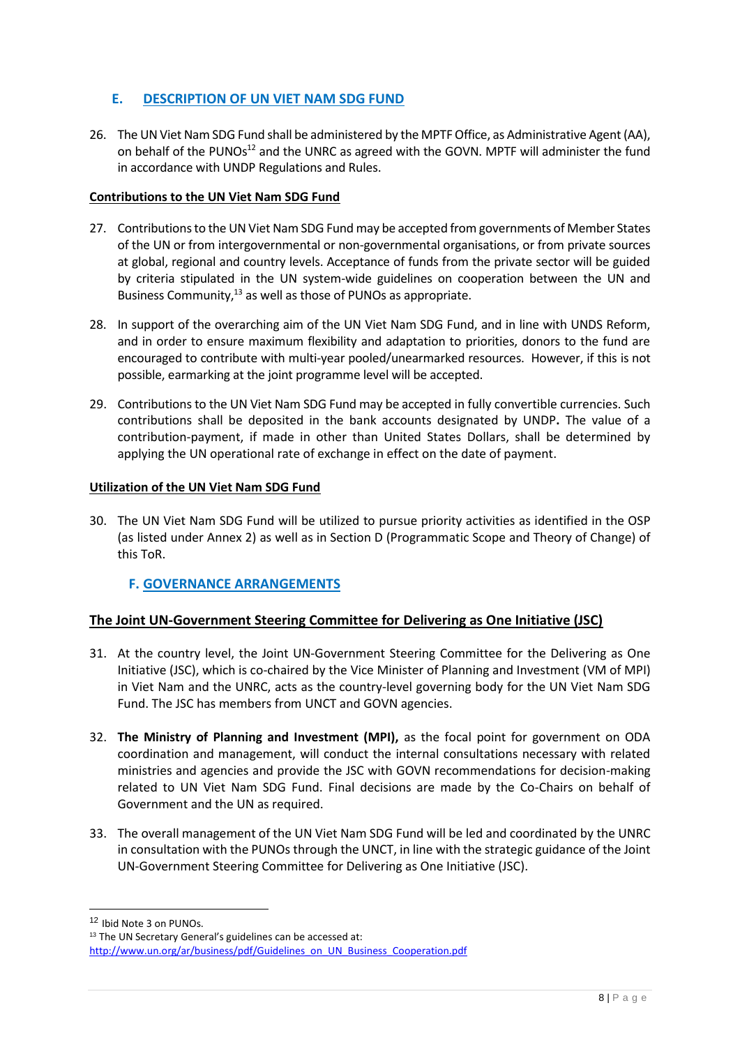## E. DESCRIPTION OF UN VIET NAM SDG FUND

26. The UN Viet Nam SDG Fund shall be administered by the MPTF Office, as Administrative Agent (AA), on behalf of the PUNOs[12] and the UNRC as agreed with the GOVN. MPTF will administer the fund in accordance with UNDP Regulations and Rules.

### Contributions to the UN Viet Nam SDG Fund

27. Contributions to the UN Viet Nam SDG Fund may be accepted from governments of Member States of the UN or from intergovernmental or non-governmental organisations, or from private sources at global, regional and country levels. Acceptance of funds from the private sector will be guided by criteria stipulated in the UN system-wide guidelines on cooperation between the UN and Business Community,[13] as well as those of PUNOs as appropriate.

28. In support of the overarching aim of the UN Viet Nam SDG Fund, and in line with UNDS Reform, and in order to ensure maximum flexibility and adaptation to priorities, donors to the fund are encouraged to contribute with multi-year pooled/unearmarked resources. However, if this is not possible, earmarking at the joint programme level will be accepted.

29. Contributions to the UN Viet Nam SDG Fund may be accepted in fully convertible currencies. Such contributions shall be deposited in the bank accounts designated by UNDP**.** The value of a contribution-payment, if made in other than United States Dollars, shall be determined by applying the UN operational rate of exchange in effect on the date of payment.

### Utilization of the UN Viet Nam SDG Fund

30. The UN Viet Nam SDG Fund will be utilized to pursue priority activities as identified in the OSP (as listed under Annex 2) as well as in Section D (Programmatic Scope and Theory of Change) of this ToR.

## F. GOVERNANCE ARRANGEMENTS

### The Joint UN-Government Steering Committee for Delivering as One Initiative (JSC)

31. At the country level, the Joint UN-Government Steering Committee for the Delivering as One Initiative (JSC), which is co-chaired by the Vice Minister of Planning and Investment (VM of MPI) in Viet Nam and the UNRC, acts as the country-level governing body for the UN Viet Nam SDG Fund. The JSC has members from UNCT and GOVN agencies.

32. **The Ministry of Planning and Investment (MPI),** as the focal point for government on ODA coordination and management, will conduct the internal consultations necessary with related ministries and agencies and provide the JSC with GOVN recommendations for decision-making related to UN Viet Nam SDG Fund. Final decisions are made by the Co-Chairs on behalf of Government and the UN as required.

33. The overall management of the UN Viet Nam SDG Fund will be led and coordinated by the UNRC in consultation with the PUNOs through the UNCT, in line with the strategic guidance of the Joint UN-Government Steering Committee for Delivering as One Initiative (JSC).

---

[12] Ibid Note 3 on PUNOs.

[13] The UN Secretary General's guidelines can be accessed at: http://www.un.org/ar/business/pdf/Guidelines_on_UN_Business_Cooperation.pdf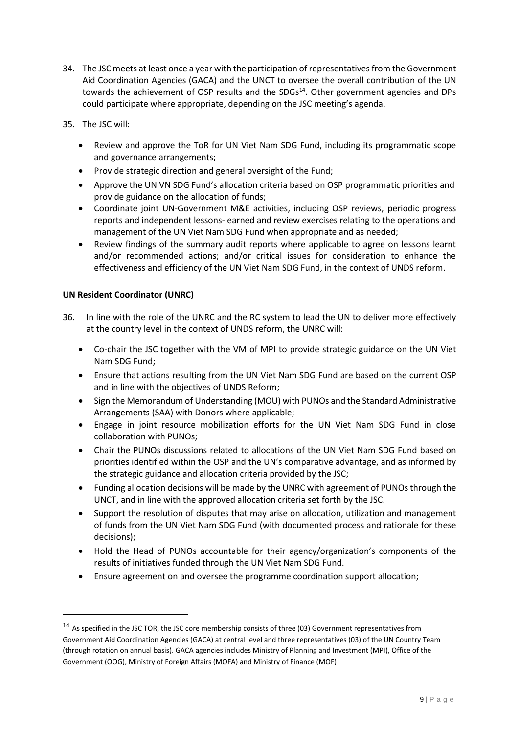34. The JSC meets at least once a year with the participation of representatives from the Government Aid Coordination Agencies (GACA) and the UNCT to oversee the overall contribution of the UN towards the achievement of OSP results and the SDGs[14]. Other government agencies and DPs could participate where appropriate, depending on the JSC meeting's agenda.

35. The JSC will:

    - Review and approve the ToR for UN Viet Nam SDG Fund, including its programmatic scope and governance arrangements;
    - Provide strategic direction and general oversight of the Fund;
    - Approve the UN VN SDG Fund's allocation criteria based on OSP programmatic priorities and provide guidance on the allocation of funds;
    - Coordinate joint UN-Government M&E activities, including OSP reviews, periodic progress reports and independent lessons-learned and review exercises relating to the operations and management of the UN Viet Nam SDG Fund when appropriate and as needed;
    - Review findings of the summary audit reports where applicable to agree on lessons learnt and/or recommended actions; and/or critical issues for consideration to enhance the effectiveness and efficiency of the UN Viet Nam SDG Fund, in the context of UNDS reform.

**UN Resident Coordinator (UNRC)**

36. In line with the role of the UNRC and the RC system to lead the UN to deliver more effectively at the country level in the context of UNDS reform, the UNRC will:

    - Co-chair the JSC together with the VM of MPI to provide strategic guidance on the UN Viet Nam SDG Fund;
    - Ensure that actions resulting from the UN Viet Nam SDG Fund are based on the current OSP and in line with the objectives of UNDS Reform;
    - Sign the Memorandum of Understanding (MOU) with PUNOs and the Standard Administrative Arrangements (SAA) with Donors where applicable;
    - Engage in joint resource mobilization efforts for the UN Viet Nam SDG Fund in close collaboration with PUNOs;
    - Chair the PUNOs discussions related to allocations of the UN Viet Nam SDG Fund based on priorities identified within the OSP and the UN's comparative advantage, and as informed by the strategic guidance and allocation criteria provided by the JSC;
    - Funding allocation decisions will be made by the UNRC with agreement of PUNOs through the UNCT, and in line with the approved allocation criteria set forth by the JSC.
    - Support the resolution of disputes that may arise on allocation, utilization and management of funds from the UN Viet Nam SDG Fund (with documented process and rationale for these decisions);
    - Hold the Head of PUNOs accountable for their agency/organization's components of the results of initiatives funded through the UN Viet Nam SDG Fund.
    - Ensure agreement on and oversee the programme coordination support allocation;

[14] As specified in the JSC TOR, the JSC core membership consists of three (03) Government representatives from Government Aid Coordination Agencies (GACA) at central level and three representatives (03) of the UN Country Team (through rotation on annual basis). GACA agencies includes Ministry of Planning and Investment (MPI), Office of the Government (OOG), Ministry of Foreign Affairs (MOFA) and Ministry of Finance (MOF)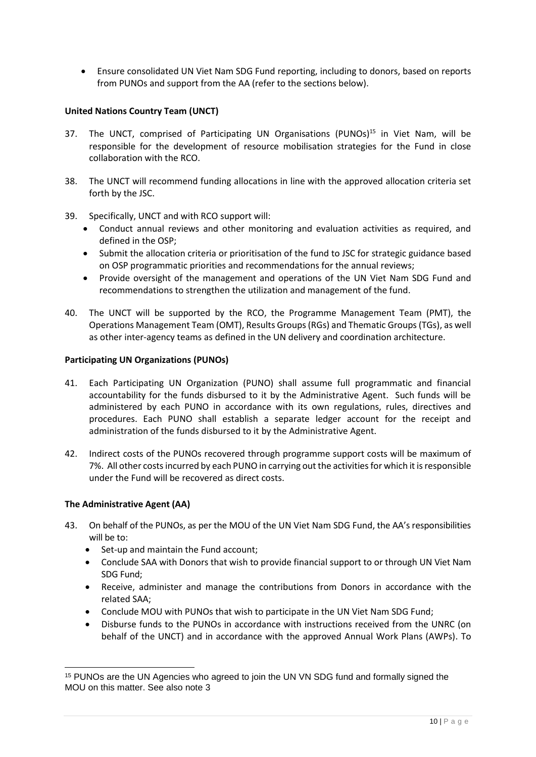- Ensure consolidated UN Viet Nam SDG Fund reporting, including to donors, based on reports from PUNOs and support from the AA (refer to the sections below).

**United Nations Country Team (UNCT)**

37. The UNCT, comprised of Participating UN Organisations (PUNOs)[15] in Viet Nam, will be responsible for the development of resource mobilisation strategies for the Fund in close collaboration with the RCO.

38. The UNCT will recommend funding allocations in line with the approved allocation criteria set forth by the JSC.

39. Specifically, UNCT and with RCO support will:
    - Conduct annual reviews and other monitoring and evaluation activities as required, and defined in the OSP;
    - Submit the allocation criteria or prioritisation of the fund to JSC for strategic guidance based on OSP programmatic priorities and recommendations for the annual reviews;
    - Provide oversight of the management and operations of the UN Viet Nam SDG Fund and recommendations to strengthen the utilization and management of the fund.

40. The UNCT will be supported by the RCO, the Programme Management Team (PMT), the Operations Management Team (OMT), Results Groups (RGs) and Thematic Groups (TGs), as well as other inter-agency teams as defined in the UN delivery and coordination architecture.

**Participating UN Organizations (PUNOs)**

41. Each Participating UN Organization (PUNO) shall assume full programmatic and financial accountability for the funds disbursed to it by the Administrative Agent. Such funds will be administered by each PUNO in accordance with its own regulations, rules, directives and procedures. Each PUNO shall establish a separate ledger account for the receipt and administration of the funds disbursed to it by the Administrative Agent.

42. Indirect costs of the PUNOs recovered through programme support costs will be maximum of 7%. All other costs incurred by each PUNO in carrying out the activities for which it is responsible under the Fund will be recovered as direct costs.

**The Administrative Agent (AA)**

43. On behalf of the PUNOs, as per the MOU of the UN Viet Nam SDG Fund, the AA's responsibilities will be to:
    - Set-up and maintain the Fund account;
    - Conclude SAA with Donors that wish to provide financial support to or through UN Viet Nam SDG Fund;
    - Receive, administer and manage the contributions from Donors in accordance with the related SAA;
    - Conclude MOU with PUNOs that wish to participate in the UN Viet Nam SDG Fund;
    - Disburse funds to the PUNOs in accordance with instructions received from the UNRC (on behalf of the UNCT) and in accordance with the approved Annual Work Plans (AWPs). To

[15] PUNOs are the UN Agencies who agreed to join the UN VN SDG fund and formally signed the MOU on this matter. See also note 3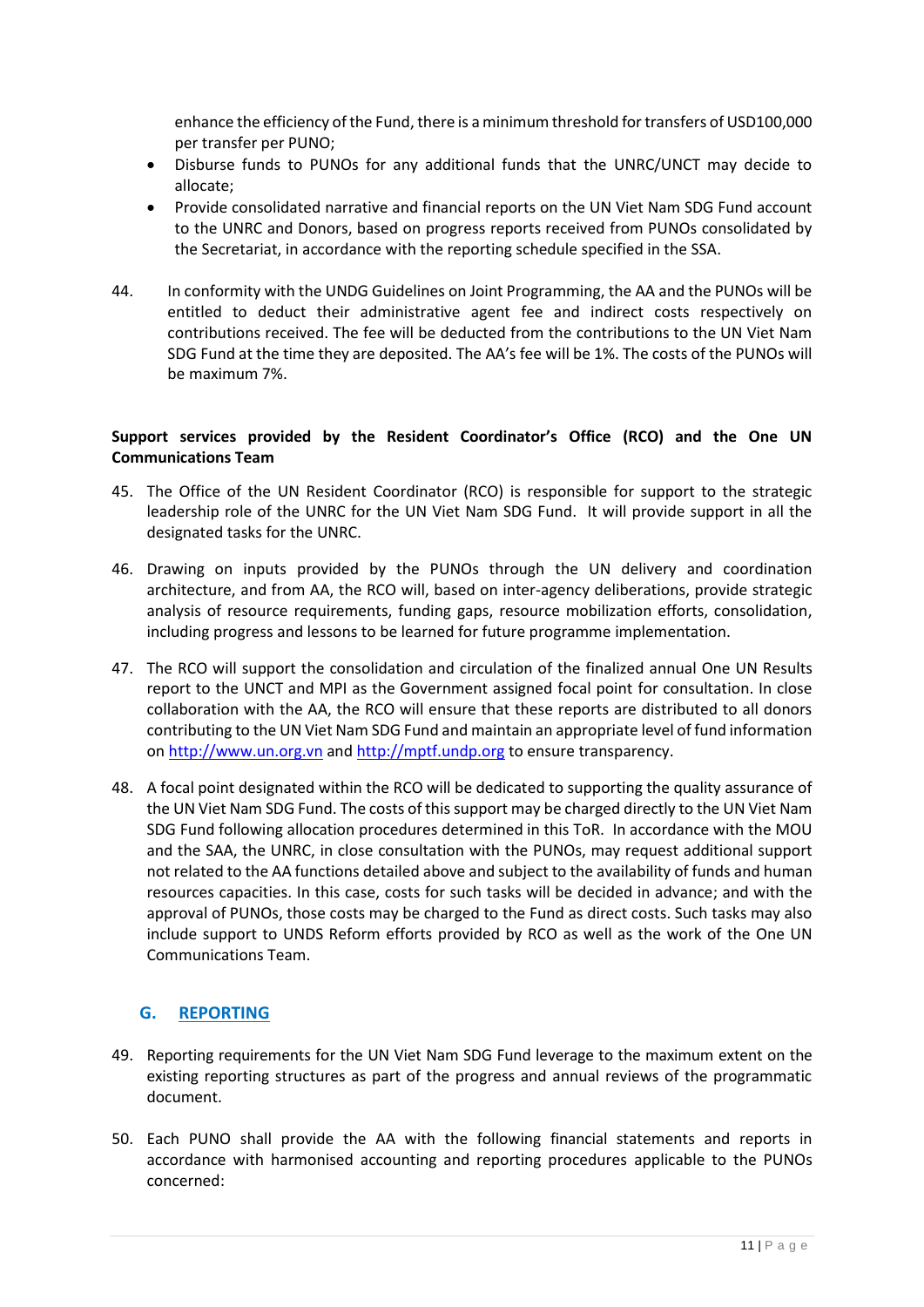enhance the efficiency of the Fund, there is a minimum threshold for transfers of USD100,000 per transfer per PUNO;

- Disburse funds to PUNOs for any additional funds that the UNRC/UNCT may decide to allocate;
- Provide consolidated narrative and financial reports on the UN Viet Nam SDG Fund account to the UNRC and Donors, based on progress reports received from PUNOs consolidated by the Secretariat, in accordance with the reporting schedule specified in the SSA.

44. In conformity with the UNDG Guidelines on Joint Programming, the AA and the PUNOs will be entitled to deduct their administrative agent fee and indirect costs respectively on contributions received. The fee will be deducted from the contributions to the UN Viet Nam SDG Fund at the time they are deposited. The AA's fee will be 1%. The costs of the PUNOs will be maximum 7%.

**Support services provided by the Resident Coordinator's Office (RCO) and the One UN Communications Team**

45. The Office of the UN Resident Coordinator (RCO) is responsible for support to the strategic leadership role of the UNRC for the UN Viet Nam SDG Fund. It will provide support in all the designated tasks for the UNRC.

46. Drawing on inputs provided by the PUNOs through the UN delivery and coordination architecture, and from AA, the RCO will, based on inter-agency deliberations, provide strategic analysis of resource requirements, funding gaps, resource mobilization efforts, consolidation, including progress and lessons to be learned for future programme implementation.

47. The RCO will support the consolidation and circulation of the finalized annual One UN Results report to the UNCT and MPI as the Government assigned focal point for consultation. In close collaboration with the AA, the RCO will ensure that these reports are distributed to all donors contributing to the UN Viet Nam SDG Fund and maintain an appropriate level of fund information on [http://www.un.org.vn](http://www.un.org.vn) and [http://mptf.undp.org](http://mptf.undp.org) to ensure transparency.

48. A focal point designated within the RCO will be dedicated to supporting the quality assurance of the UN Viet Nam SDG Fund. The costs of this support may be charged directly to the UN Viet Nam SDG Fund following allocation procedures determined in this ToR. In accordance with the MOU and the SAA, the UNRC, in close consultation with the PUNOs, may request additional support not related to the AA functions detailed above and subject to the availability of funds and human resources capacities. In this case, costs for such tasks will be decided in advance; and with the approval of PUNOs, those costs may be charged to the Fund as direct costs. Such tasks may also include support to UNDS Reform efforts provided by RCO as well as the work of the One UN Communications Team.

## G. REPORTING

49. Reporting requirements for the UN Viet Nam SDG Fund leverage to the maximum extent on the existing reporting structures as part of the progress and annual reviews of the programmatic document.

50. Each PUNO shall provide the AA with the following financial statements and reports in accordance with harmonised accounting and reporting procedures applicable to the PUNOs concerned: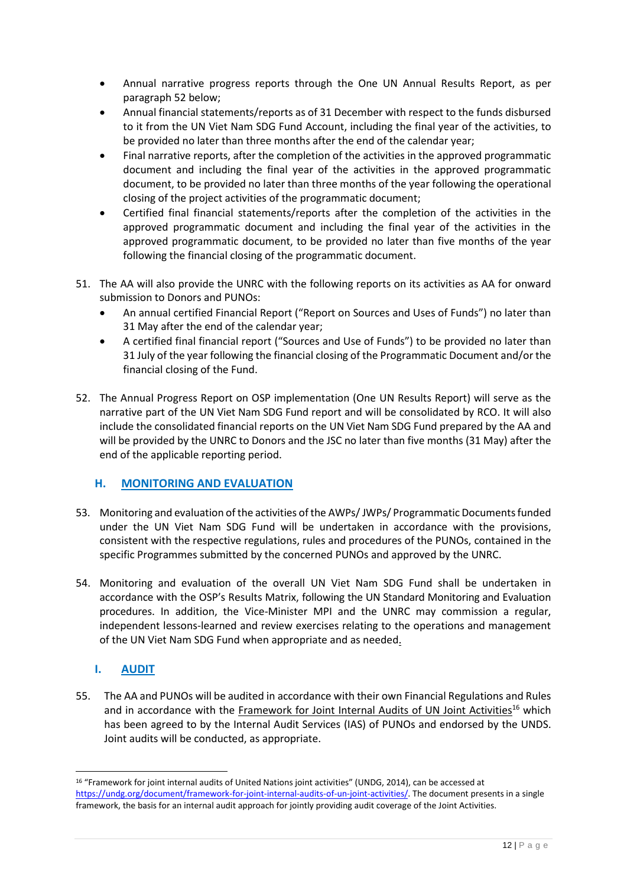- Annual narrative progress reports through the One UN Annual Results Report, as per paragraph 52 below;
- Annual financial statements/reports as of 31 December with respect to the funds disbursed to it from the UN Viet Nam SDG Fund Account, including the final year of the activities, to be provided no later than three months after the end of the calendar year;
- Final narrative reports, after the completion of the activities in the approved programmatic document and including the final year of the activities in the approved programmatic document, to be provided no later than three months of the year following the operational closing of the project activities of the programmatic document;
- Certified final financial statements/reports after the completion of the activities in the approved programmatic document and including the final year of the activities in the approved programmatic document, to be provided no later than five months of the year following the financial closing of the programmatic document.

51. The AA will also provide the UNRC with the following reports on its activities as AA for onward submission to Donors and PUNOs:
    - An annual certified Financial Report ("Report on Sources and Uses of Funds") no later than 31 May after the end of the calendar year;
    - A certified final financial report ("Sources and Use of Funds") to be provided no later than 31 July of the year following the financial closing of the Programmatic Document and/or the financial closing of the Fund.

52. The Annual Progress Report on OSP implementation (One UN Results Report) will serve as the narrative part of the UN Viet Nam SDG Fund report and will be consolidated by RCO. It will also include the consolidated financial reports on the UN Viet Nam SDG Fund prepared by the AA and will be provided by the UNRC to Donors and the JSC no later than five months (31 May) after the end of the applicable reporting period.

## H. MONITORING AND EVALUATION

53. Monitoring and evaluation of the activities of the AWPs/ JWPs/ Programmatic Documents funded under the UN Viet Nam SDG Fund will be undertaken in accordance with the provisions, consistent with the respective regulations, rules and procedures of the PUNOs, contained in the specific Programmes submitted by the concerned PUNOs and approved by the UNRC.

54. Monitoring and evaluation of the overall UN Viet Nam SDG Fund shall be undertaken in accordance with the OSP's Results Matrix, following the UN Standard Monitoring and Evaluation procedures. In addition, the Vice-Minister MPI and the UNRC may commission a regular, independent lessons-learned and review exercises relating to the operations and management of the UN Viet Nam SDG Fund when appropriate and as needed.

## I. AUDIT

55. The AA and PUNOs will be audited in accordance with their own Financial Regulations and Rules and in accordance with the Framework for Joint Internal Audits of UN Joint Activities[16] which has been agreed to by the Internal Audit Services (IAS) of PUNOs and endorsed by the UNDS. Joint audits will be conducted, as appropriate.

[16] "Framework for joint internal audits of United Nations joint activities" (UNDG, 2014), can be accessed at https://undg.org/document/framework-for-joint-internal-audits-of-un-joint-activities/. The document presents in a single framework, the basis for an internal audit approach for jointly providing audit coverage of the Joint Activities.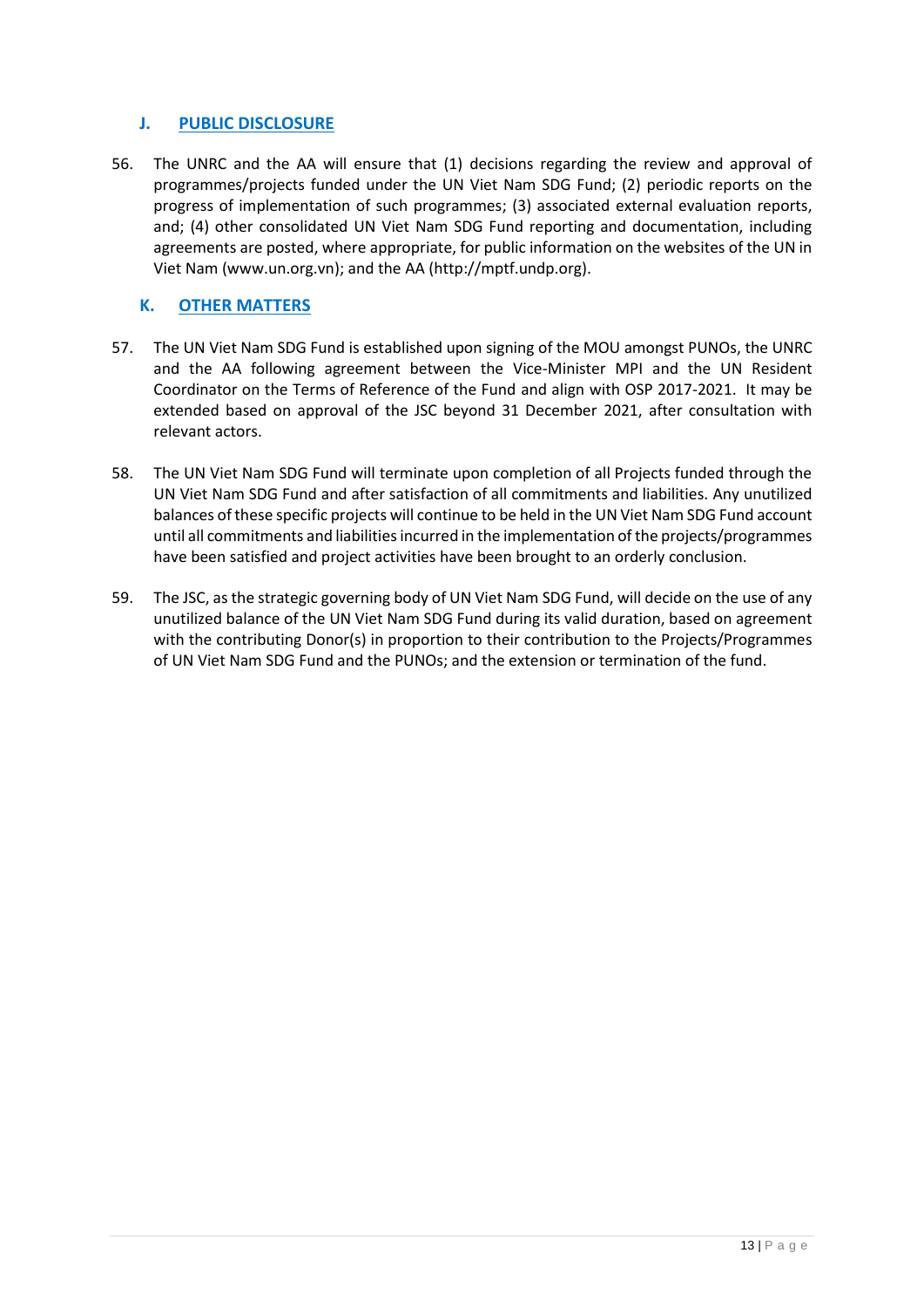## J. PUBLIC DISCLOSURE

56. The UNRC and the AA will ensure that (1) decisions regarding the review and approval of programmes/projects funded under the UN Viet Nam SDG Fund; (2) periodic reports on the progress of implementation of such programmes; (3) associated external evaluation reports, and; (4) other consolidated UN Viet Nam SDG Fund reporting and documentation, including agreements are posted, where appropriate, for public information on the websites of the UN in Viet Nam (www.un.org.vn); and the AA (http://mptf.undp.org).

## K. OTHER MATTERS

57. The UN Viet Nam SDG Fund is established upon signing of the MOU amongst PUNOs, the UNRC and the AA following agreement between the Vice-Minister MPI and the UN Resident Coordinator on the Terms of Reference of the Fund and align with OSP 2017-2021. It may be extended based on approval of the JSC beyond 31 December 2021, after consultation with relevant actors.

58. The UN Viet Nam SDG Fund will terminate upon completion of all Projects funded through the UN Viet Nam SDG Fund and after satisfaction of all commitments and liabilities. Any unutilized balances of these specific projects will continue to be held in the UN Viet Nam SDG Fund account until all commitments and liabilities incurred in the implementation of the projects/programmes have been satisfied and project activities have been brought to an orderly conclusion.

59. The JSC, as the strategic governing body of UN Viet Nam SDG Fund, will decide on the use of any unutilized balance of the UN Viet Nam SDG Fund during its valid duration, based on agreement with the contributing Donor(s) in proportion to their contribution to the Projects/Programmes of UN Viet Nam SDG Fund and the PUNOs; and the extension or termination of the fund.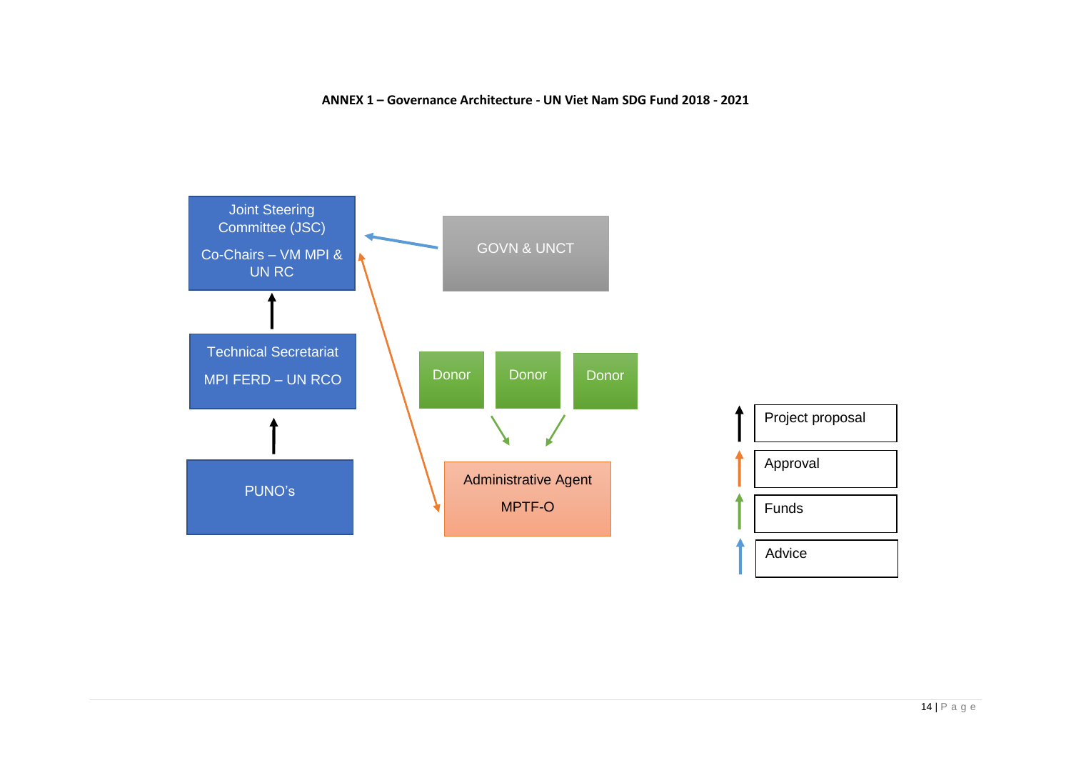**ANNEX 1 – Governance Architecture - UN Viet Nam SDG Fund 2018 - 2021**

Joint Steering Committee (JSC)

Co-Chairs – VM MPI & UN RC

GOVN & UNCT

Technical Secretariat

MPI FERD – UN RCO

Donor

Donor

Donor

PUNO's

Administrative Agent

MPTF-O

Project proposal

Approval

Funds

Advice